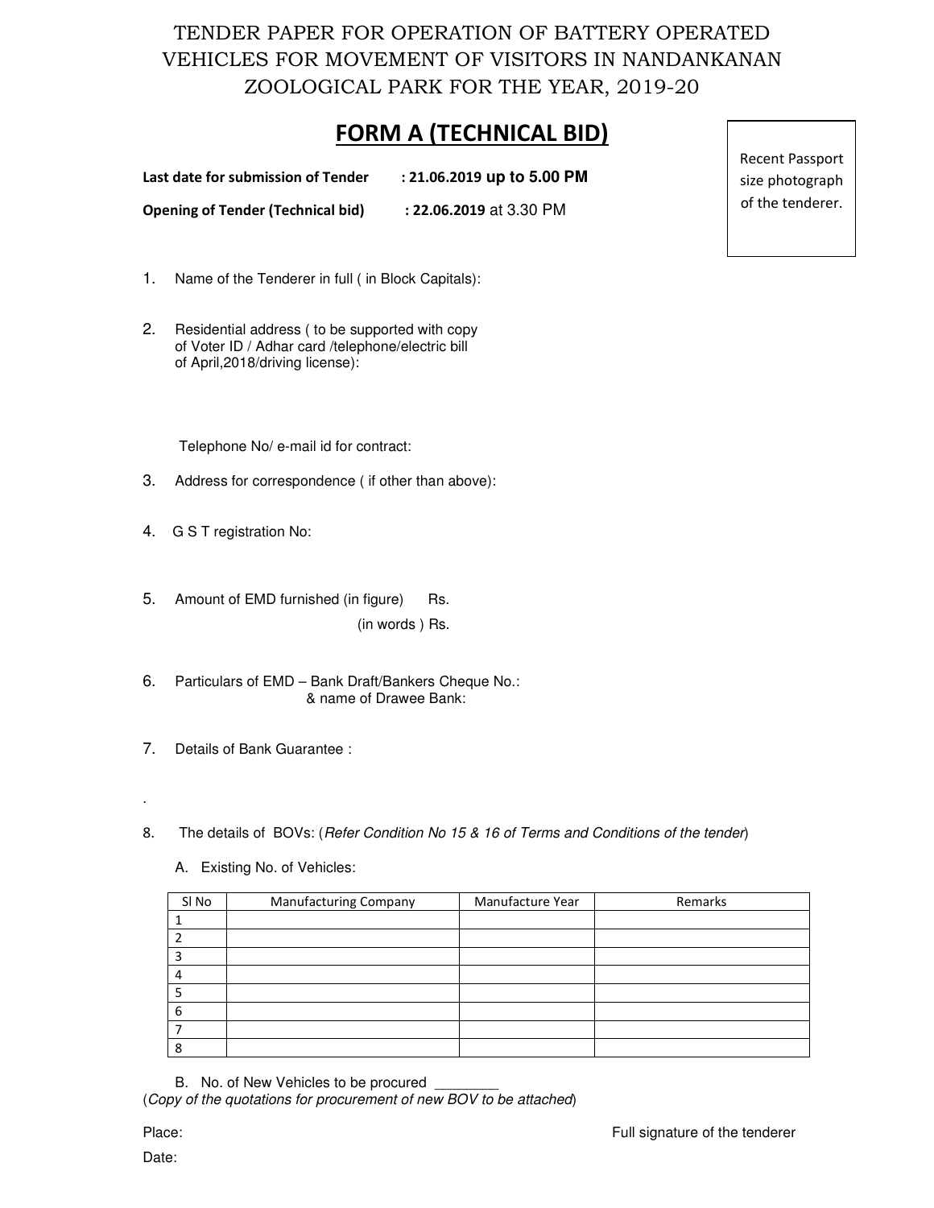# TENDER PAPER FOR OPERATION OF BATTERY OPERATED VEHICLES FOR MOVEMENT OF VISITORS IN NANDANKANAN ZOOLOGICAL PARK FOR THE YEAR, 2019-20

## FORM A (TECHNICAL BID)

Recent Passport size photograph of the tenderer.

**Last date for submission of Tender** : **21.06.2019 up to 5.00 PM**

**Opening of Tender (Technical bid)** : **22.06.2019** at 3.30 PM

1. Name of the Tenderer in full ( in Block Capitals):

2. Residential address ( to be supported with copy of Voter ID / Adhar card /telephone/electric bill of April,2018/driving license):

   Telephone No/ e-mail id for contract:

3. Address for correspondence ( if other than above):

4. G S T registration No:

5. Amount of EMD furnished (in figure) Rs.

   (in words ) Rs.

6. Particulars of EMD – Bank Draft/Bankers Cheque No.:
   & name of Drawee Bank:

7. Details of Bank Guarantee :

.

8. The details of BOVs: (*Refer Condition No 15 & 16 of Terms and Conditions of the tender*)

   A. Existing No. of Vehicles:

| Sl No | Manufacturing Company | Manufacture Year | Remarks |
|---|---|---|---|
| 1 | | | |
| 2 | | | |
| 3 | | | |
| 4 | | | |
| 5 | | | |
| 6 | | | |
| 7 | | | |
| 8 | | | |

   B. No. of New Vehicles to be procured ________

(*Copy of the quotations for procurement of new BOV to be attached*)

Place: Full signature of the tenderer

Date: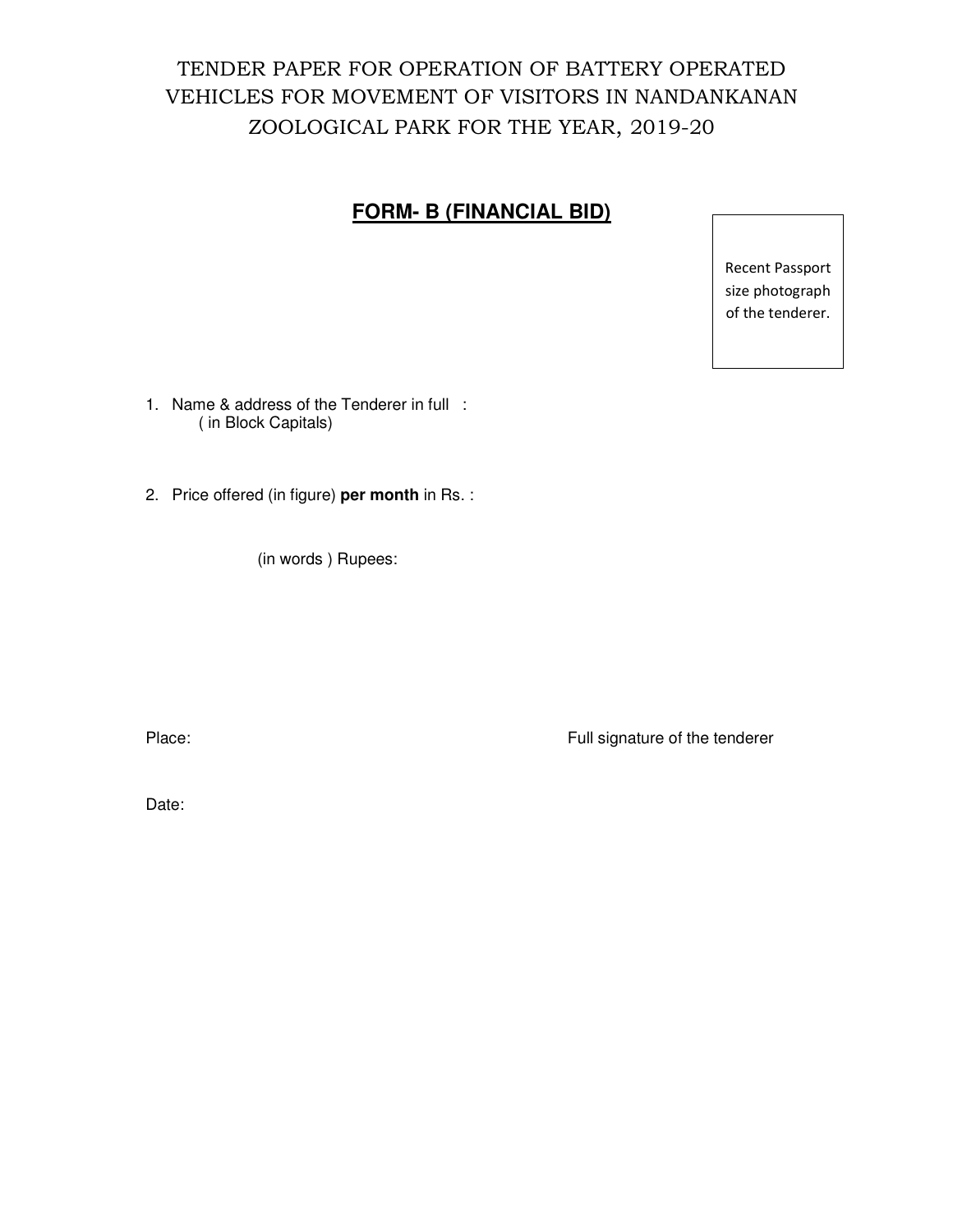# TENDER PAPER FOR OPERATION OF BATTERY OPERATED VEHICLES FOR MOVEMENT OF VISITORS IN NANDANKANAN ZOOLOGICAL PARK FOR THE YEAR, 2019-20

## FORM- B (FINANCIAL BID)

Recent Passport size photograph of the tenderer.

1. Name & address of the Tenderer in full :
   ( in Block Capitals)

2. Price offered (in figure) **per month** in Rs. :

   (in words ) Rupees:

Place: Full signature of the tenderer

Date: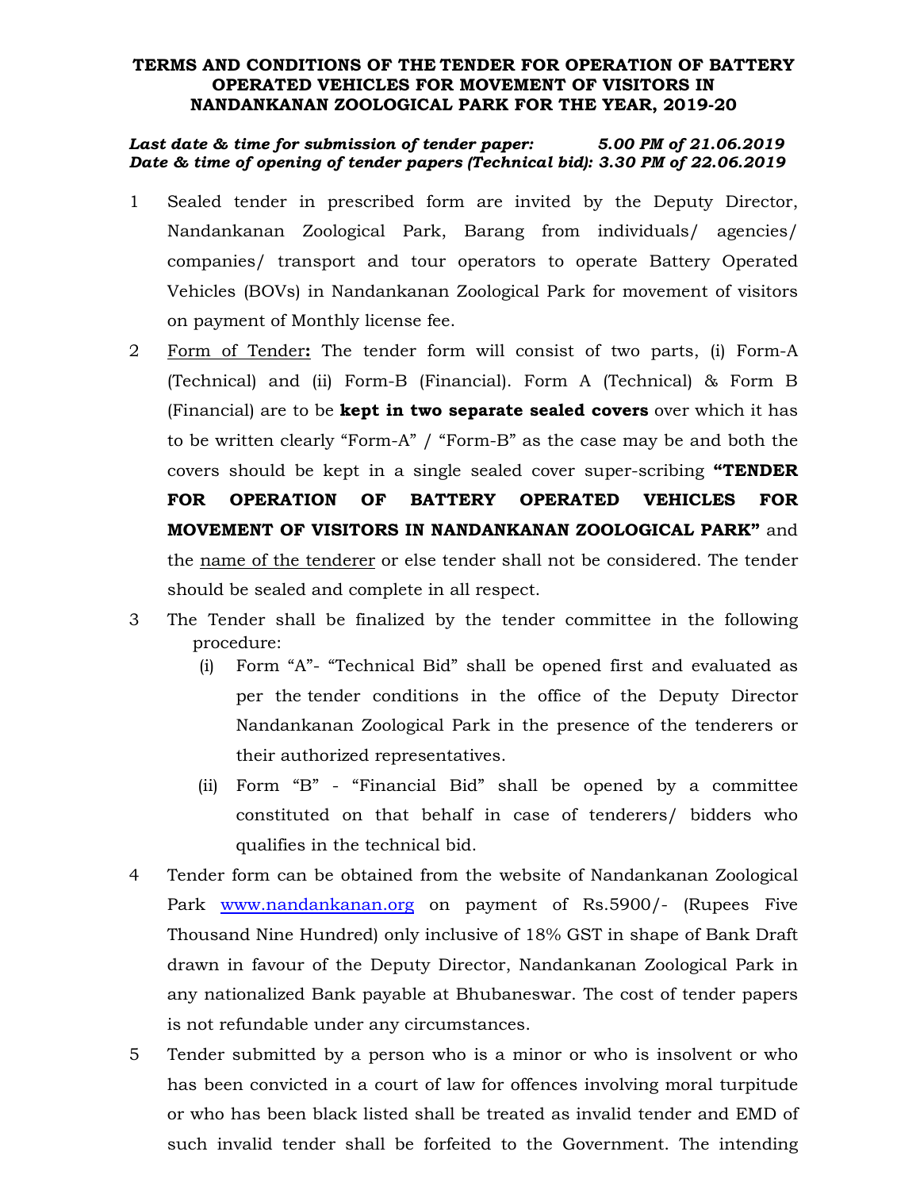**TERMS AND CONDITIONS OF THE TENDER FOR OPERATION OF BATTERY OPERATED VEHICLES FOR MOVEMENT OF VISITORS IN NANDANKANAN ZOOLOGICAL PARK FOR THE YEAR, 2019-20**

***Last date & time for submission of tender paper: 5.00 PM of 21.06.2019***
***Date & time of opening of tender papers (Technical bid): 3.30 PM of 22.06.2019***

1. Sealed tender in prescribed form are invited by the Deputy Director, Nandankanan Zoological Park, Barang from individuals/ agencies/ companies/ transport and tour operators to operate Battery Operated Vehicles (BOVs) in Nandankanan Zoological Park for movement of visitors on payment of Monthly license fee.

2. Form of Tender**:** The tender form will consist of two parts, (i) Form-A (Technical) and (ii) Form-B (Financial). Form A (Technical) & Form B (Financial) are to be **kept in two separate sealed covers** over which it has to be written clearly "Form-A" / "Form-B" as the case may be and both the covers should be kept in a single sealed cover super-scribing **"TENDER FOR OPERATION OF BATTERY OPERATED VEHICLES FOR MOVEMENT OF VISITORS IN NANDANKANAN ZOOLOGICAL PARK"** and the name of the tenderer or else tender shall not be considered. The tender should be sealed and complete in all respect.

3. The Tender shall be finalized by the tender committee in the following procedure:
   (i) Form "A"- "Technical Bid" shall be opened first and evaluated as per the tender conditions in the office of the Deputy Director Nandankanan Zoological Park in the presence of the tenderers or their authorized representatives.
   (ii) Form "B" - "Financial Bid" shall be opened by a committee constituted on that behalf in case of tenderers/ bidders who qualifies in the technical bid.

4. Tender form can be obtained from the website of Nandankanan Zoological Park www.nandankanan.org on payment of Rs.5900/- (Rupees Five Thousand Nine Hundred) only inclusive of 18% GST in shape of Bank Draft drawn in favour of the Deputy Director, Nandankanan Zoological Park in any nationalized Bank payable at Bhubaneswar. The cost of tender papers is not refundable under any circumstances.

5. Tender submitted by a person who is a minor or who is insolvent or who has been convicted in a court of law for offences involving moral turpitude or who has been black listed shall be treated as invalid tender and EMD of such invalid tender shall be forfeited to the Government. The intending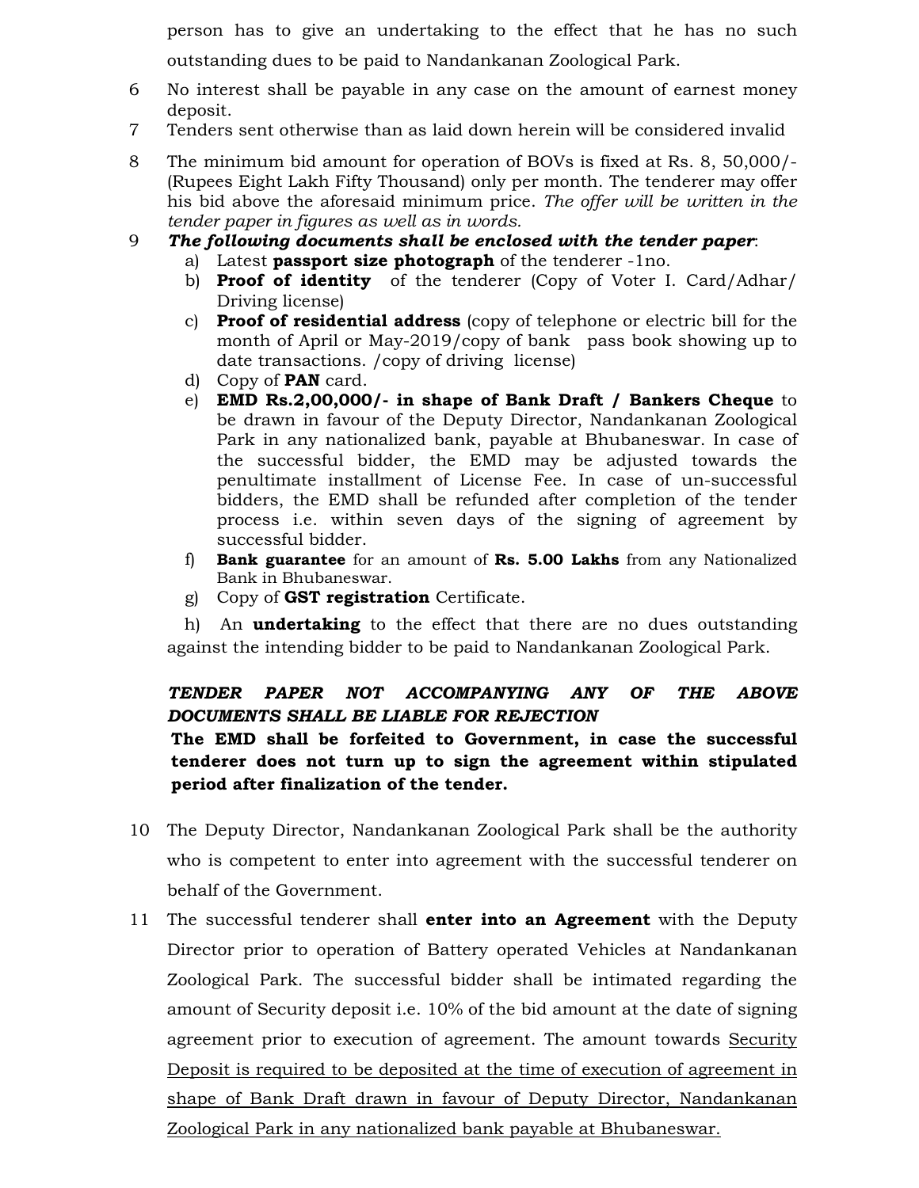person has to give an undertaking to the effect that he has no such outstanding dues to be paid to Nandankanan Zoological Park.

6 No interest shall be payable in any case on the amount of earnest money deposit.

7 Tenders sent otherwise than as laid down herein will be considered invalid

8 The minimum bid amount for operation of BOVs is fixed at Rs. 8, 50,000/- (Rupees Eight Lakh Fifty Thousand) only per month. The tenderer may offer his bid above the aforesaid minimum price. *The offer will be written in the tender paper in figures as well as in words.*

9 ***The following documents shall be enclosed with the tender paper***:

a) Latest **passport size photograph** of the tenderer -1no.

b) **Proof of identity** of the tenderer (Copy of Voter I. Card/Adhar/ Driving license)

c) **Proof of residential address** (copy of telephone or electric bill for the month of April or May-2019/copy of bank pass book showing up to date transactions. /copy of driving license)

d) Copy of **PAN** card.

e) **EMD Rs.2,00,000/- in shape of Bank Draft / Bankers Cheque** to be drawn in favour of the Deputy Director, Nandankanan Zoological Park in any nationalized bank, payable at Bhubaneswar. In case of the successful bidder, the EMD may be adjusted towards the penultimate installment of License Fee. In case of un-successful bidders, the EMD shall be refunded after completion of the tender process i.e. within seven days of the signing of agreement by successful bidder.

f) **Bank guarantee** for an amount of **Rs. 5.00 Lakhs** from any Nationalized Bank in Bhubaneswar.

g) Copy of **GST registration** Certificate.

h) An **undertaking** to the effect that there are no dues outstanding against the intending bidder to be paid to Nandankanan Zoological Park.

***TENDER PAPER NOT ACCOMPANYING ANY OF THE ABOVE DOCUMENTS SHALL BE LIABLE FOR REJECTION***

**The EMD shall be forfeited to Government, in case the successful tenderer does not turn up to sign the agreement within stipulated period after finalization of the tender.**

10 The Deputy Director, Nandankanan Zoological Park shall be the authority who is competent to enter into agreement with the successful tenderer on behalf of the Government.

11 The successful tenderer shall **enter into an Agreement** with the Deputy Director prior to operation of Battery operated Vehicles at Nandankanan Zoological Park. The successful bidder shall be intimated regarding the amount of Security deposit i.e. 10% of the bid amount at the date of signing agreement prior to execution of agreement. The amount towards <u>Security Deposit is required to be deposited at the time of execution of agreement in shape of Bank Draft drawn in favour of Deputy Director, Nandankanan Zoological Park in any nationalized bank payable at Bhubaneswar.</u>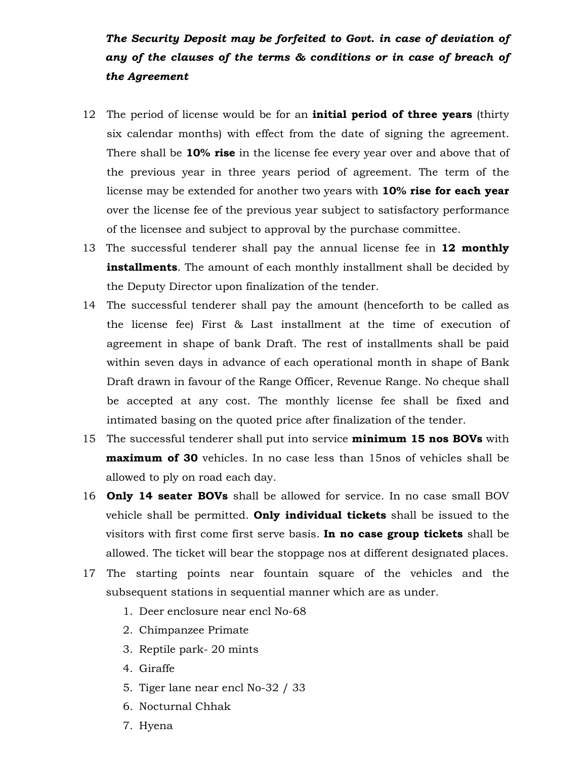***The Security Deposit may be forfeited to Govt. in case of deviation of any of the clauses of the terms & conditions or in case of breach of the Agreement***

12 The period of license would be for an **initial period of three years** (thirty six calendar months) with effect from the date of signing the agreement. There shall be **10% rise** in the license fee every year over and above that of the previous year in three years period of agreement. The term of the license may be extended for another two years with **10% rise for each year** over the license fee of the previous year subject to satisfactory performance of the licensee and subject to approval by the purchase committee.

13 The successful tenderer shall pay the annual license fee in **12 monthly installments**. The amount of each monthly installment shall be decided by the Deputy Director upon finalization of the tender.

14 The successful tenderer shall pay the amount (henceforth to be called as the license fee) First & Last installment at the time of execution of agreement in shape of bank Draft. The rest of installments shall be paid within seven days in advance of each operational month in shape of Bank Draft drawn in favour of the Range Officer, Revenue Range. No cheque shall be accepted at any cost. The monthly license fee shall be fixed and intimated basing on the quoted price after finalization of the tender.

15 The successful tenderer shall put into service **minimum 15 nos BOVs** with **maximum of 30** vehicles. In no case less than 15nos of vehicles shall be allowed to ply on road each day.

16 **Only 14 seater BOVs** shall be allowed for service. In no case small BOV vehicle shall be permitted. **Only individual tickets** shall be issued to the visitors with first come first serve basis. **In no case group tickets** shall be allowed. The ticket will bear the stoppage nos at different designated places.

17 The starting points near fountain square of the vehicles and the subsequent stations in sequential manner which are as under.

1. Deer enclosure near encl No-68
2. Chimpanzee Primate
3. Reptile park- 20 mints
4. Giraffe
5. Tiger lane near encl No-32 / 33
6. Nocturnal Chhak
7. Hyena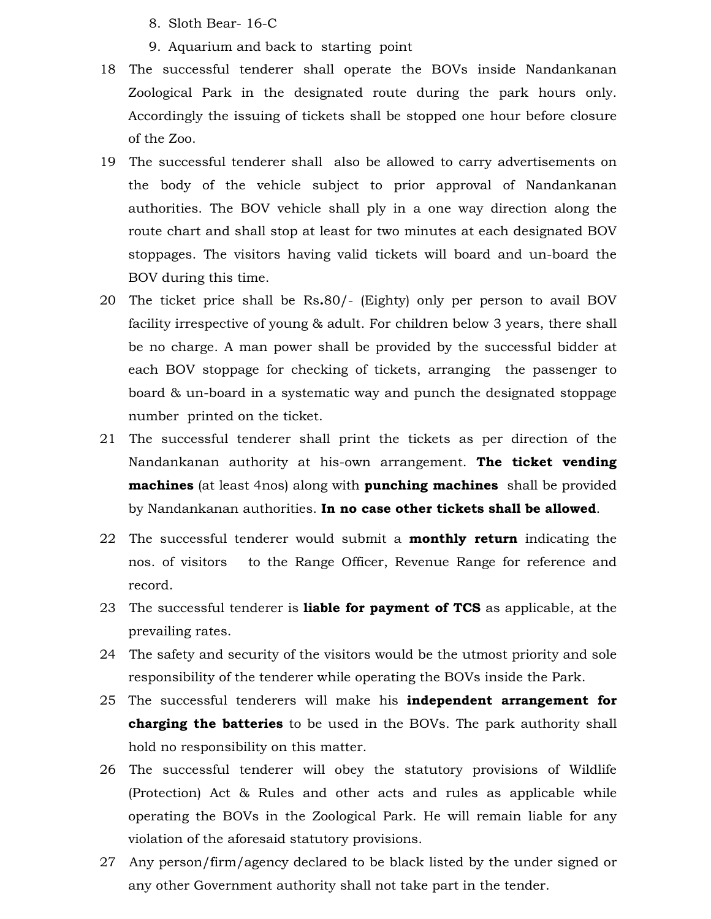8. Sloth Bear- 16-C
9. Aquarium and back to starting point

18 The successful tenderer shall operate the BOVs inside Nandankanan Zoological Park in the designated route during the park hours only. Accordingly the issuing of tickets shall be stopped one hour before closure of the Zoo.

19 The successful tenderer shall also be allowed to carry advertisements on the body of the vehicle subject to prior approval of Nandankanan authorities. The BOV vehicle shall ply in a one way direction along the route chart and shall stop at least for two minutes at each designated BOV stoppages. The visitors having valid tickets will board and un-board the BOV during this time.

20 The ticket price shall be Rs**.**80/- (Eighty) only per person to avail BOV facility irrespective of young & adult. For children below 3 years, there shall be no charge. A man power shall be provided by the successful bidder at each BOV stoppage for checking of tickets, arranging the passenger to board & un-board in a systematic way and punch the designated stoppage number printed on the ticket.

21 The successful tenderer shall print the tickets as per direction of the Nandankanan authority at his-own arrangement. **The ticket vending machines** (at least 4nos) along with **punching machines** shall be provided by Nandankanan authorities. **In no case other tickets shall be allowed**.

22 The successful tenderer would submit a **monthly return** indicating the nos. of visitors to the Range Officer, Revenue Range for reference and record.

23 The successful tenderer is **liable for payment of TCS** as applicable, at the prevailing rates.

24 The safety and security of the visitors would be the utmost priority and sole responsibility of the tenderer while operating the BOVs inside the Park.

25 The successful tenderers will make his **independent arrangement for charging the batteries** to be used in the BOVs. The park authority shall hold no responsibility on this matter.

26 The successful tenderer will obey the statutory provisions of Wildlife (Protection) Act & Rules and other acts and rules as applicable while operating the BOVs in the Zoological Park. He will remain liable for any violation of the aforesaid statutory provisions.

27 Any person/firm/agency declared to be black listed by the under signed or any other Government authority shall not take part in the tender.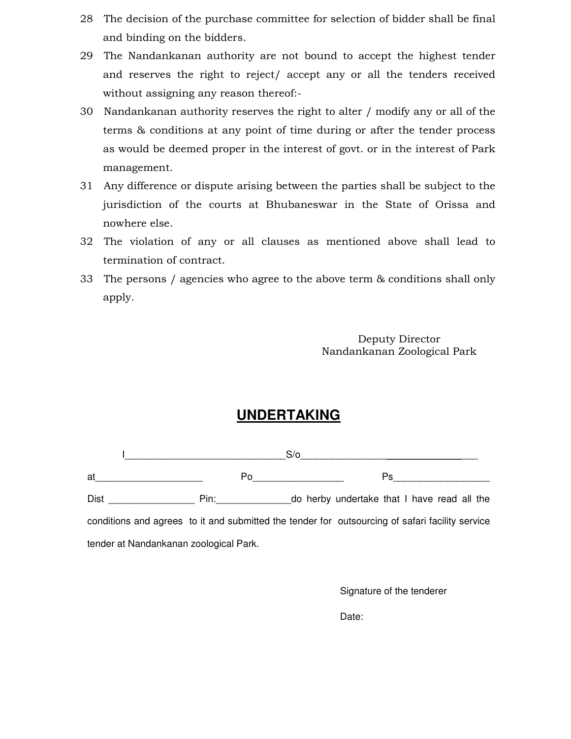28 The decision of the purchase committee for selection of bidder shall be final and binding on the bidders.

29 The Nandankanan authority are not bound to accept the highest tender and reserves the right to reject/ accept any or all the tenders received without assigning any reason thereof:-

30 Nandankanan authority reserves the right to alter / modify any or all of the terms & conditions at any point of time during or after the tender process as would be deemed proper in the interest of govt. or in the interest of Park management.

31 Any difference or dispute arising between the parties shall be subject to the jurisdiction of the courts at Bhubaneswar in the State of Orissa and nowhere else.

32 The violation of any or all clauses as mentioned above shall lead to termination of contract.

33 The persons / agencies who agree to the above term & conditions shall only apply.

Deputy Director
Nandankanan Zoological Park

## UNDERTAKING

I_____________________________S/o_________________________________

at____________________ Po_________________ Ps__________________

Dist ________________ Pin:______________do herby undertake that I have read all the conditions and agrees to it and submitted the tender for outsourcing of safari facility service tender at Nandankanan zoological Park.

Signature of the tenderer

Date: